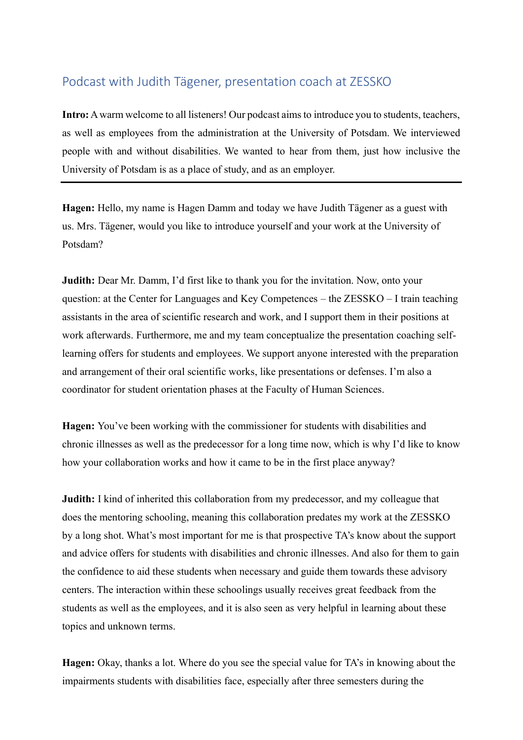# Podcast with Judith Tägener, presentation coach at ZESSKO

**Intro:** A warm welcome to all listeners! Our podcast aims to introduce you to students, teachers, as well as employees from the administration at the University of Potsdam. We interviewed people with and without disabilities. We wanted to hear from them, just how inclusive the University of Potsdam is as a place of study, and as an employer.

---

**Hagen:** Hello, my name is Hagen Damm and today we have Judith Tägener as a guest with us. Mrs. Tägener, would you like to introduce yourself and your work at the University of Potsdam?

**Judith:** Dear Mr. Damm, I'd first like to thank you for the invitation. Now, onto your question: at the Center for Languages and Key Competences – the ZESSKO – I train teaching assistants in the area of scientific research and work, and I support them in their positions at work afterwards. Furthermore, me and my team conceptualize the presentation coaching self-learning offers for students and employees. We support anyone interested with the preparation and arrangement of their oral scientific works, like presentations or defenses. I'm also a coordinator for student orientation phases at the Faculty of Human Sciences.

**Hagen:** You've been working with the commissioner for students with disabilities and chronic illnesses as well as the predecessor for a long time now, which is why I'd like to know how your collaboration works and how it came to be in the first place anyway?

**Judith:** I kind of inherited this collaboration from my predecessor, and my colleague that does the mentoring schooling, meaning this collaboration predates my work at the ZESSKO by a long shot. What's most important for me is that prospective TA's know about the support and advice offers for students with disabilities and chronic illnesses. And also for them to gain the confidence to aid these students when necessary and guide them towards these advisory centers. The interaction within these schoolings usually receives great feedback from the students as well as the employees, and it is also seen as very helpful in learning about these topics and unknown terms.

**Hagen:** Okay, thanks a lot. Where do you see the special value for TA's in knowing about the impairments students with disabilities face, especially after three semesters during the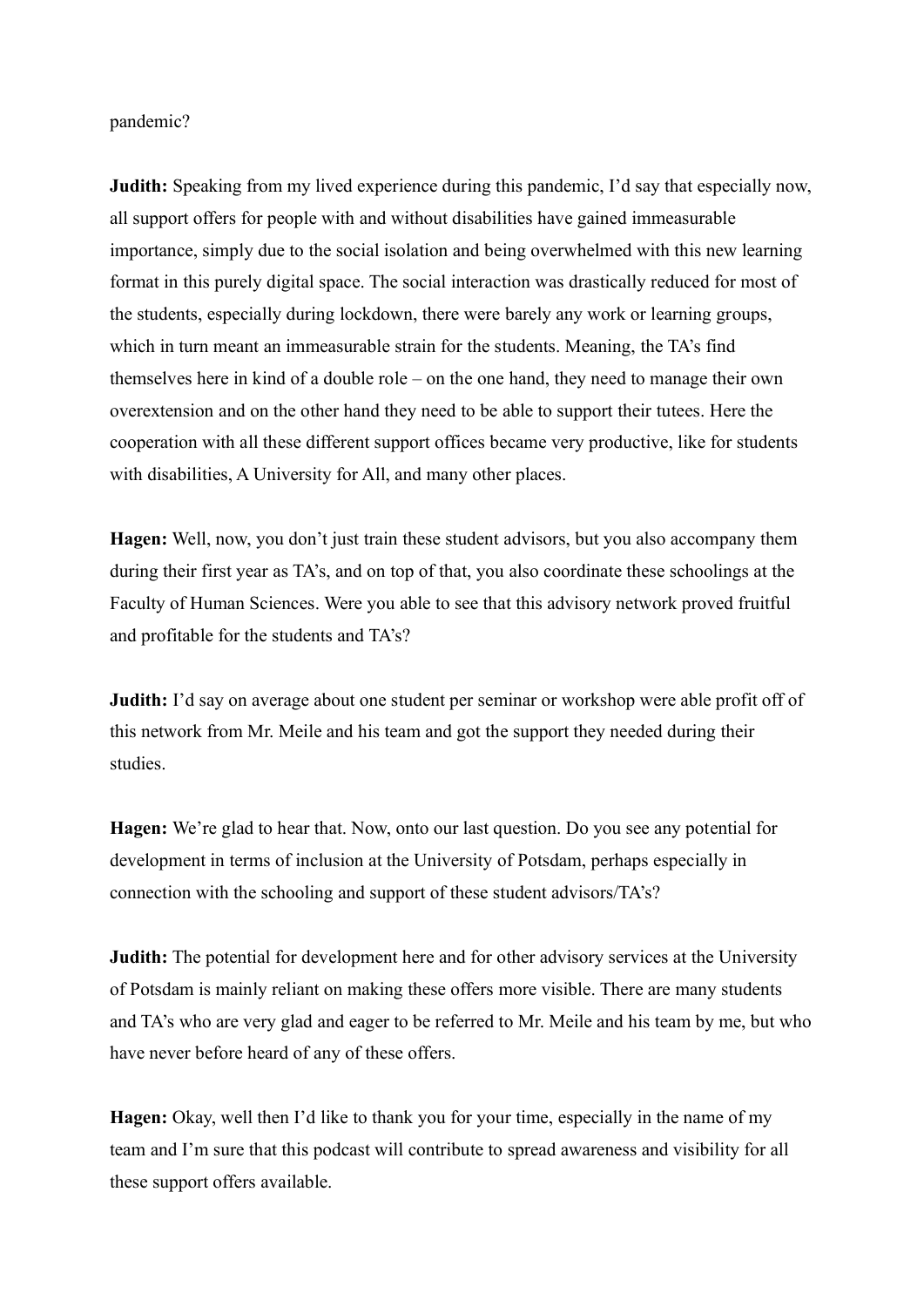pandemic?

**Judith:** Speaking from my lived experience during this pandemic, I'd say that especially now, all support offers for people with and without disabilities have gained immeasurable importance, simply due to the social isolation and being overwhelmed with this new learning format in this purely digital space. The social interaction was drastically reduced for most of the students, especially during lockdown, there were barely any work or learning groups, which in turn meant an immeasurable strain for the students. Meaning, the TA's find themselves here in kind of a double role – on the one hand, they need to manage their own overextension and on the other hand they need to be able to support their tutees. Here the cooperation with all these different support offices became very productive, like for students with disabilities, A University for All, and many other places.

**Hagen:** Well, now, you don't just train these student advisors, but you also accompany them during their first year as TA's, and on top of that, you also coordinate these schoolings at the Faculty of Human Sciences. Were you able to see that this advisory network proved fruitful and profitable for the students and TA's?

**Judith:** I'd say on average about one student per seminar or workshop were able profit off of this network from Mr. Meile and his team and got the support they needed during their studies.

**Hagen:** We're glad to hear that. Now, onto our last question. Do you see any potential for development in terms of inclusion at the University of Potsdam, perhaps especially in connection with the schooling and support of these student advisors/TA's?

**Judith:** The potential for development here and for other advisory services at the University of Potsdam is mainly reliant on making these offers more visible. There are many students and TA's who are very glad and eager to be referred to Mr. Meile and his team by me, but who have never before heard of any of these offers.

**Hagen:** Okay, well then I'd like to thank you for your time, especially in the name of my team and I'm sure that this podcast will contribute to spread awareness and visibility for all these support offers available.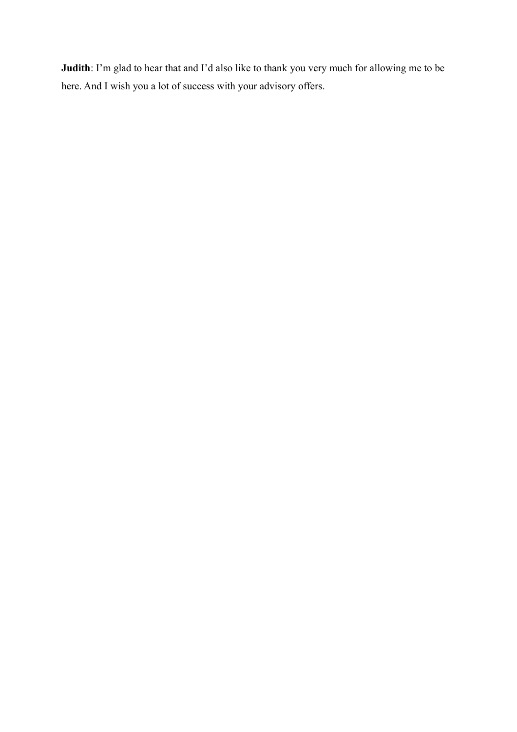**Judith**: I’m glad to hear that and I’d also like to thank you very much for allowing me to be here. And I wish you a lot of success with your advisory offers.